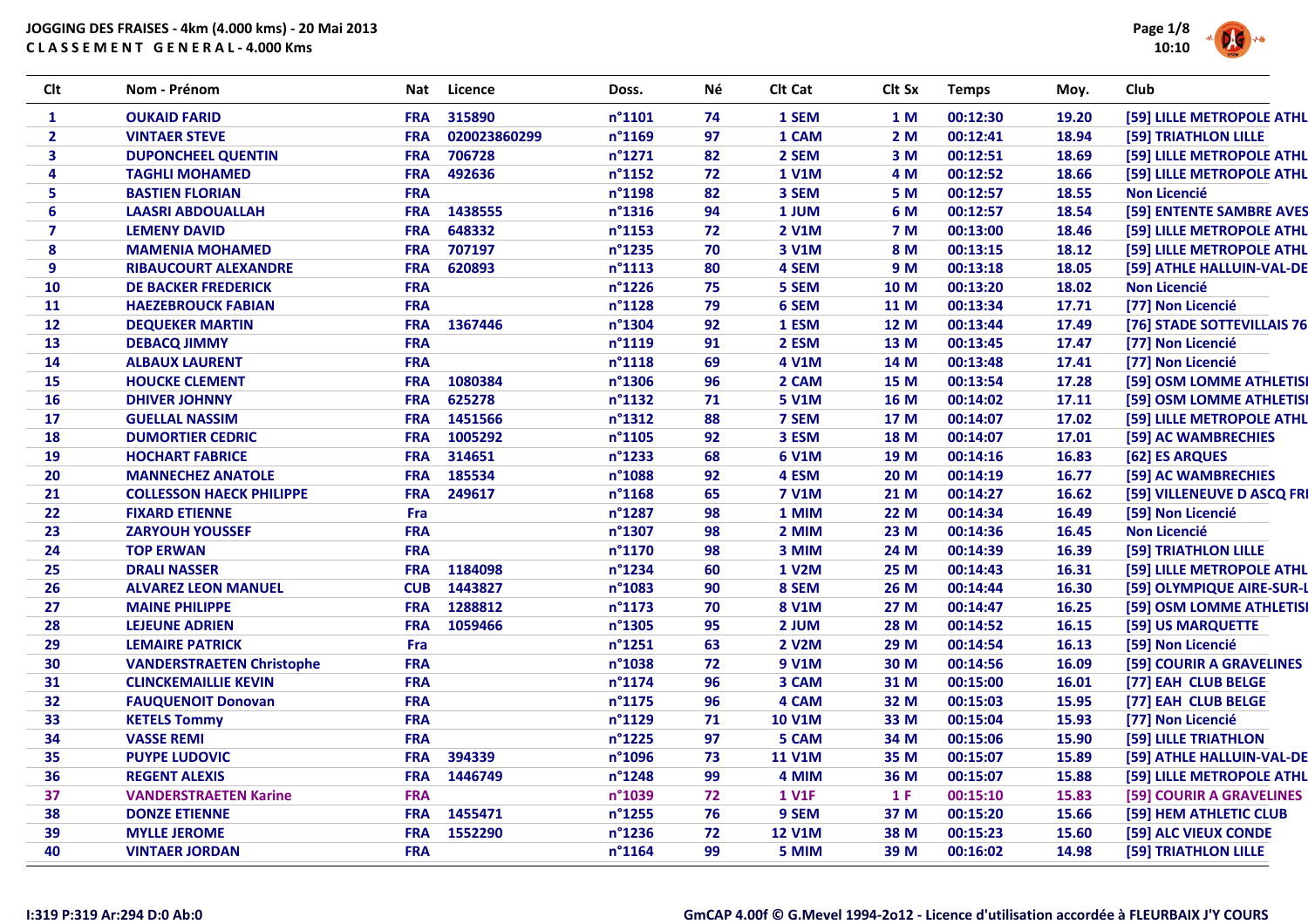# JOGGING DES FRAISES - 4km (4.000 kms) - 20 Mai 2013

## C L A S S E M E N T G E N E R A L - 4.000 Kms

| Clt | Nom - Prénom | Nat | Licence | Doss. | Né | Clt Cat | Clt Sx | Temps | Moy. | Club |
|---|---|---|---|---|---|---|---|---|---|---|
| 1 | OUKAID FARID | FRA | 315890 | n°1101 | 74 | 1 SEM | 1 M | 00:12:30 | 19.20 | [59] LILLE METROPOLE ATHL |
| 2 | VINTAER STEVE | FRA | 020023860299 | n°1169 | 97 | 1 CAM | 2 M | 00:12:41 | 18.94 | [59] TRIATHLON LILLE |
| 3 | DUPONCHEEL QUENTIN | FRA | 706728 | n°1271 | 82 | 2 SEM | 3 M | 00:12:51 | 18.69 | [59] LILLE METROPOLE ATHL |
| 4 | TAGHLI MOHAMED | FRA | 492636 | n°1152 | 72 | 1 V1M | 4 M | 00:12:52 | 18.66 | [59] LILLE METROPOLE ATHL |
| 5 | BASTIEN FLORIAN | FRA | | n°1198 | 82 | 3 SEM | 5 M | 00:12:57 | 18.55 | Non Licencié |
| 6 | LAASRI ABDOUALLAH | FRA | 1438555 | n°1316 | 94 | 1 JUM | 6 M | 00:12:57 | 18.54 | [59] ENTENTE SAMBRE AVES |
| 7 | LEMENY DAVID | FRA | 648332 | n°1153 | 72 | 2 V1M | 7 M | 00:13:00 | 18.46 | [59] LILLE METROPOLE ATHL |
| 8 | MAMENIA MOHAMED | FRA | 707197 | n°1235 | 70 | 3 V1M | 8 M | 00:13:15 | 18.12 | [59] LILLE METROPOLE ATHL |
| 9 | RIBAUCOURT ALEXANDRE | FRA | 620893 | n°1113 | 80 | 4 SEM | 9 M | 00:13:18 | 18.05 | [59] ATHLE HALLUIN-VAL-DE |
| 10 | DE BACKER FREDERICK | FRA | | n°1226 | 75 | 5 SEM | 10 M | 00:13:20 | 18.02 | Non Licencié |
| 11 | HAEZEBROUCK FABIAN | FRA | | n°1128 | 79 | 6 SEM | 11 M | 00:13:34 | 17.71 | [77] Non Licencié |
| 12 | DEQUEKER MARTIN | FRA | 1367446 | n°1304 | 92 | 1 ESM | 12 M | 00:13:44 | 17.49 | [76] STADE SOTTEVILLAIS 76 |
| 13 | DEBACQ JIMMY | FRA | | n°1119 | 91 | 2 ESM | 13 M | 00:13:45 | 17.47 | [77] Non Licencié |
| 14 | ALBAUX LAURENT | FRA | | n°1118 | 69 | 4 V1M | 14 M | 00:13:48 | 17.41 | [77] Non Licencié |
| 15 | HOUCKE CLEMENT | FRA | 1080384 | n°1306 | 96 | 2 CAM | 15 M | 00:13:54 | 17.28 | [59] OSM LOMME ATHLETISI |
| 16 | DHIVER JOHNNY | FRA | 625278 | n°1132 | 71 | 5 V1M | 16 M | 00:14:02 | 17.11 | [59] OSM LOMME ATHLETISI |
| 17 | GUELLAL NASSIM | FRA | 1451566 | n°1312 | 88 | 7 SEM | 17 M | 00:14:07 | 17.02 | [59] LILLE METROPOLE ATHL |
| 18 | DUMORTIER CEDRIC | FRA | 1005292 | n°1105 | 92 | 3 ESM | 18 M | 00:14:07 | 17.01 | [59] AC WAMBRECHIES |
| 19 | HOCHART FABRICE | FRA | 314651 | n°1233 | 68 | 6 V1M | 19 M | 00:14:16 | 16.83 | [62] ES ARQUES |
| 20 | MANNECHEZ ANATOLE | FRA | 185534 | n°1088 | 92 | 4 ESM | 20 M | 00:14:19 | 16.77 | [59] AC WAMBRECHIES |
| 21 | COLLESSON HAECK PHILIPPE | FRA | 249617 | n°1168 | 65 | 7 V1M | 21 M | 00:14:27 | 16.62 | [59] VILLENEUVE D ASCQ FRI |
| 22 | FIXARD ETIENNE | Fra | | n°1287 | 98 | 1 MIM | 22 M | 00:14:34 | 16.49 | [59] Non Licencié |
| 23 | ZARYOUH YOUSSEF | FRA | | n°1307 | 98 | 2 MIM | 23 M | 00:14:36 | 16.45 | Non Licencié |
| 24 | TOP ERWAN | FRA | | n°1170 | 98 | 3 MIM | 24 M | 00:14:39 | 16.39 | [59] TRIATHLON LILLE |
| 25 | DRALI NASSER | FRA | 1184098 | n°1234 | 60 | 1 V2M | 25 M | 00:14:43 | 16.31 | [59] LILLE METROPOLE ATHL |
| 26 | ALVAREZ LEON MANUEL | CUB | 1443827 | n°1083 | 90 | 8 SEM | 26 M | 00:14:44 | 16.30 | [59] OLYMPIQUE AIRE-SUR-L |
| 27 | MAINE PHILIPPE | FRA | 1288812 | n°1173 | 70 | 8 V1M | 27 M | 00:14:47 | 16.25 | [59] OSM LOMME ATHLETISI |
| 28 | LEJEUNE ADRIEN | FRA | 1059466 | n°1305 | 95 | 2 JUM | 28 M | 00:14:52 | 16.15 | [59] US MARQUETTE |
| 29 | LEMAIRE PATRICK | Fra | | n°1251 | 63 | 2 V2M | 29 M | 00:14:54 | 16.13 | [59] Non Licencié |
| 30 | VANDERSTRAETEN Christophe | FRA | | n°1038 | 72 | 9 V1M | 30 M | 00:14:56 | 16.09 | [59] COURIR A GRAVELINES |
| 31 | CLINCKEMAILLIE KEVIN | FRA | | n°1174 | 96 | 3 CAM | 31 M | 00:15:00 | 16.01 | [77] EAH CLUB BELGE |
| 32 | FAUQUENOIT Donovan | FRA | | n°1175 | 96 | 4 CAM | 32 M | 00:15:03 | 15.95 | [77] EAH CLUB BELGE |
| 33 | KETELS Tommy | FRA | | n°1129 | 71 | 10 V1M | 33 M | 00:15:04 | 15.93 | [77] Non Licencié |
| 34 | VASSE REMI | FRA | | n°1225 | 97 | 5 CAM | 34 M | 00:15:06 | 15.90 | [59] LILLE TRIATHLON |
| 35 | PUYPE LUDOVIC | FRA | 394339 | n°1096 | 73 | 11 V1M | 35 M | 00:15:07 | 15.89 | [59] ATHLE HALLUIN-VAL-DE |
| 36 | REGENT ALEXIS | FRA | 1446749 | n°1248 | 99 | 4 MIM | 36 M | 00:15:07 | 15.88 | [59] LILLE METROPOLE ATHL |
| 37 | VANDERSTRAETEN Karine | FRA | | n°1039 | 72 | 1 V1F | 1 F | 00:15:10 | 15.83 | [59] COURIR A GRAVELINES |
| 38 | DONZE ETIENNE | FRA | 1455471 | n°1255 | 76 | 9 SEM | 37 M | 00:15:20 | 15.66 | [59] HEM ATHLETIC CLUB |
| 39 | MYLLE JEROME | FRA | 1552290 | n°1236 | 72 | 12 V1M | 38 M | 00:15:23 | 15.60 | [59] ALC VIEUX CONDE |
| 40 | VINTAER JORDAN | FRA | | n°1164 | 99 | 5 MIM | 39 M | 00:16:02 | 14.98 | [59] TRIATHLON LILLE |

I:319 P:319 Ar:294 D:0 Ab:0

GmCAP 4.00f © G.Mevel 1994-2o12 - Licence d'utilisation accordée à FLEURBAIX J'Y COURS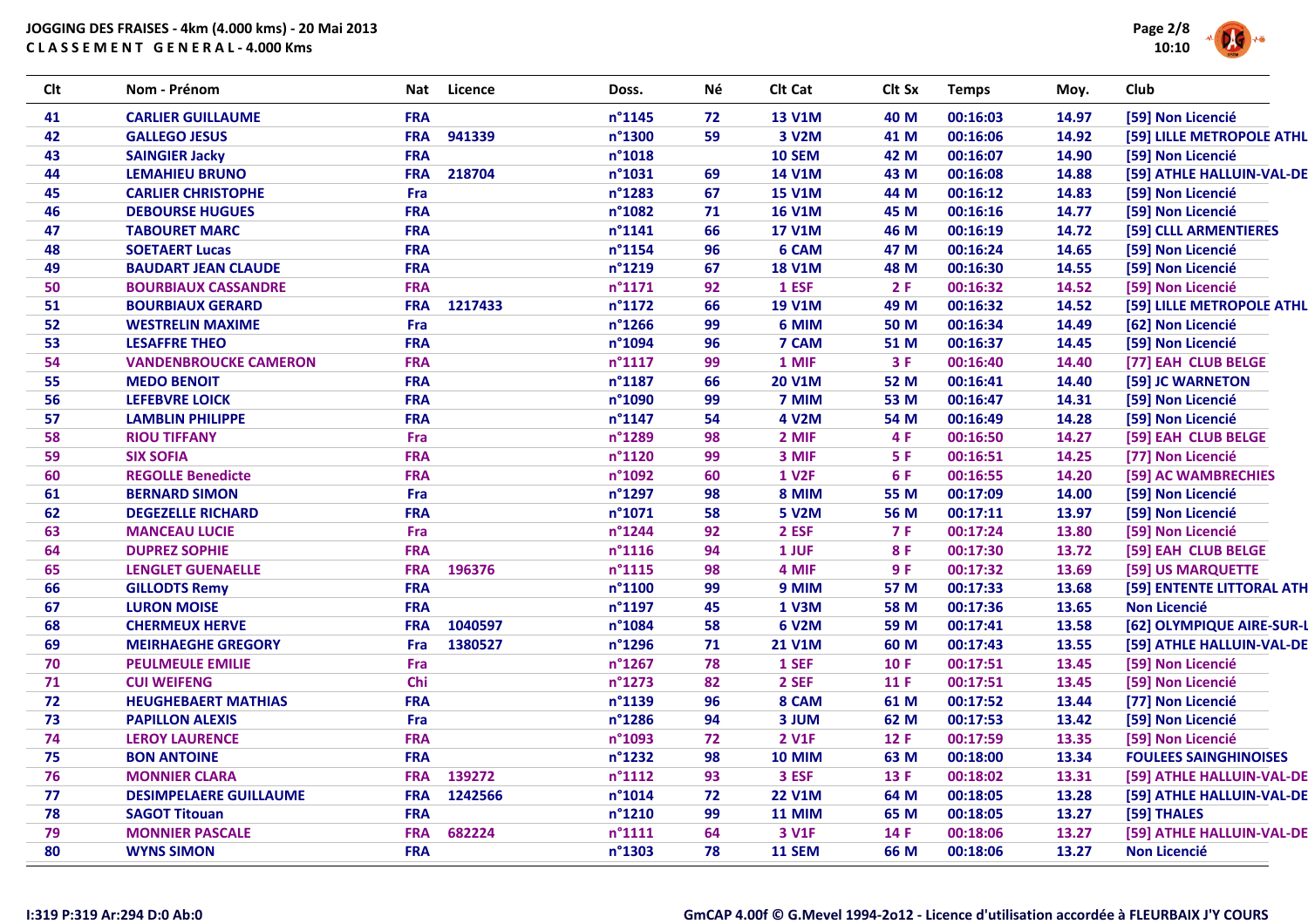**JOGGING DES FRAISES - 4km (4.000 kms) - 20 Mai 2013**
**C L A S S E M E N T  G E N E R A L - 4.000 Kms**

| Clt | Nom - Prénom | Nat | Licence | Doss. | Né | Clt Cat | Clt Sx | Temps | Moy. | Club |
|---|---|---|---|---|---|---|---|---|---|---|
| 41 | CARLIER GUILLAUME | FRA | | n°1145 | 72 | 13 V1M | 40 M | 00:16:03 | 14.97 | [59] Non Licencié |
| 42 | GALLEGO JESUS | FRA | 941339 | n°1300 | 59 | 3 V2M | 41 M | 00:16:06 | 14.92 | [59] LILLE METROPOLE ATHL |
| 43 | SAINGIER Jacky | FRA | | n°1018 | | 10 SEM | 42 M | 00:16:07 | 14.90 | [59] Non Licencié |
| 44 | LEMAHIEU BRUNO | FRA | 218704 | n°1031 | 69 | 14 V1M | 43 M | 00:16:08 | 14.88 | [59] ATHLE HALLUIN-VAL-DE |
| 45 | CARLIER CHRISTOPHE | Fra | | n°1283 | 67 | 15 V1M | 44 M | 00:16:12 | 14.83 | [59] Non Licencié |
| 46 | DEBOURSE HUGUES | FRA | | n°1082 | 71 | 16 V1M | 45 M | 00:16:16 | 14.77 | [59] Non Licencié |
| 47 | TABOURET MARC | FRA | | n°1141 | 66 | 17 V1M | 46 M | 00:16:19 | 14.72 | [59] CLLL ARMENTIERES |
| 48 | SOETAERT Lucas | FRA | | n°1154 | 96 | 6 CAM | 47 M | 00:16:24 | 14.65 | [59] Non Licencié |
| 49 | BAUDART JEAN CLAUDE | FRA | | n°1219 | 67 | 18 V1M | 48 M | 00:16:30 | 14.55 | [59] Non Licencié |
| 50 | BOURBIAUX CASSANDRE | FRA | | n°1171 | 92 | 1 ESF | 2 F | 00:16:32 | 14.52 | [59] Non Licencié |
| 51 | BOURBIAUX GERARD | FRA | 1217433 | n°1172 | 66 | 19 V1M | 49 M | 00:16:32 | 14.52 | [59] LILLE METROPOLE ATHL |
| 52 | WESTRELIN MAXIME | Fra | | n°1266 | 99 | 6 MIM | 50 M | 00:16:34 | 14.49 | [62] Non Licencié |
| 53 | LESAFFRE THEO | FRA | | n°1094 | 96 | 7 CAM | 51 M | 00:16:37 | 14.45 | [59] Non Licencié |
| 54 | VANDENBROUCKE CAMERON | FRA | | n°1117 | 99 | 1 MIF | 3 F | 00:16:40 | 14.40 | [77] EAH CLUB BELGE |
| 55 | MEDO BENOIT | FRA | | n°1187 | 66 | 20 V1M | 52 M | 00:16:41 | 14.40 | [59] JC WARNETON |
| 56 | LEFEBVRE LOICK | FRA | | n°1090 | 99 | 7 MIM | 53 M | 00:16:47 | 14.31 | [59] Non Licencié |
| 57 | LAMBLIN PHILIPPE | FRA | | n°1147 | 54 | 4 V2M | 54 M | 00:16:49 | 14.28 | [59] Non Licencié |
| 58 | RIOU TIFFANY | Fra | | n°1289 | 98 | 2 MIF | 4 F | 00:16:50 | 14.27 | [59] EAH CLUB BELGE |
| 59 | SIX SOFIA | FRA | | n°1120 | 99 | 3 MIF | 5 F | 00:16:51 | 14.25 | [77] Non Licencié |
| 60 | REGOLLE Benedicte | FRA | | n°1092 | 60 | 1 V2F | 6 F | 00:16:55 | 14.20 | [59] AC WAMBRECHIES |
| 61 | BERNARD SIMON | Fra | | n°1297 | 98 | 8 MIM | 55 M | 00:17:09 | 14.00 | [59] Non Licencié |
| 62 | DEGEZELLE RICHARD | FRA | | n°1071 | 58 | 5 V2M | 56 M | 00:17:11 | 13.97 | [59] Non Licencié |
| 63 | MANCEAU LUCIE | Fra | | n°1244 | 92 | 2 ESF | 7 F | 00:17:24 | 13.80 | [59] Non Licencié |
| 64 | DUPREZ SOPHIE | FRA | | n°1116 | 94 | 1 JUF | 8 F | 00:17:30 | 13.72 | [59] EAH CLUB BELGE |
| 65 | LENGLET GUENAELLE | FRA | 196376 | n°1115 | 98 | 4 MIF | 9 F | 00:17:32 | 13.69 | [59] US MARQUETTE |
| 66 | GILLODTS Remy | FRA | | n°1100 | 99 | 9 MIM | 57 M | 00:17:33 | 13.68 | [59] ENTENTE LITTORAL ATH |
| 67 | LURON MOISE | FRA | | n°1197 | 45 | 1 V3M | 58 M | 00:17:36 | 13.65 | Non Licencié |
| 68 | CHERMEUX HERVE | FRA | 1040597 | n°1084 | 58 | 6 V2M | 59 M | 00:17:41 | 13.58 | [62] OLYMPIQUE AIRE-SUR-L |
| 69 | MEIRHAEGHE GREGORY | Fra | 1380527 | n°1296 | 71 | 21 V1M | 60 M | 00:17:43 | 13.55 | [59] ATHLE HALLUIN-VAL-DE |
| 70 | PEULMEULE EMILIE | Fra | | n°1267 | 78 | 1 SEF | 10 F | 00:17:51 | 13.45 | [59] Non Licencié |
| 71 | CUI WEIFENG | Chi | | n°1273 | 82 | 2 SEF | 11 F | 00:17:51 | 13.45 | [59] Non Licencié |
| 72 | HEUGHEBAERT MATHIAS | FRA | | n°1139 | 96 | 8 CAM | 61 M | 00:17:52 | 13.44 | [77] Non Licencié |
| 73 | PAPILLON ALEXIS | Fra | | n°1286 | 94 | 3 JUM | 62 M | 00:17:53 | 13.42 | [59] Non Licencié |
| 74 | LEROY LAURENCE | FRA | | n°1093 | 72 | 2 V1F | 12 F | 00:17:59 | 13.35 | [59] Non Licencié |
| 75 | BON ANTOINE | FRA | | n°1232 | 98 | 10 MIM | 63 M | 00:18:00 | 13.34 | FOULEES SAINGHINOISES |
| 76 | MONNIER CLARA | FRA | 139272 | n°1112 | 93 | 3 ESF | 13 F | 00:18:02 | 13.31 | [59] ATHLE HALLUIN-VAL-DE |
| 77 | DESIMPELAERE GUILLAUME | FRA | 1242566 | n°1014 | 72 | 22 V1M | 64 M | 00:18:05 | 13.28 | [59] ATHLE HALLUIN-VAL-DE |
| 78 | SAGOT Titouan | FRA | | n°1210 | 99 | 11 MIM | 65 M | 00:18:05 | 13.27 | [59] THALES |
| 79 | MONNIER PASCALE | FRA | 682224 | n°1111 | 64 | 3 V1F | 14 F | 00:18:06 | 13.27 | [59] ATHLE HALLUIN-VAL-DE |
| 80 | WYNS SIMON | FRA | | n°1303 | 78 | 11 SEM | 66 M | 00:18:06 | 13.27 | Non Licencié |

I:319 P:319 Ar:294 D:0 Ab:0

GmCAP 4.00f © G.Mevel 1994-2o12 - Licence d'utilisation accordée à FLEURBAIX J'Y COURS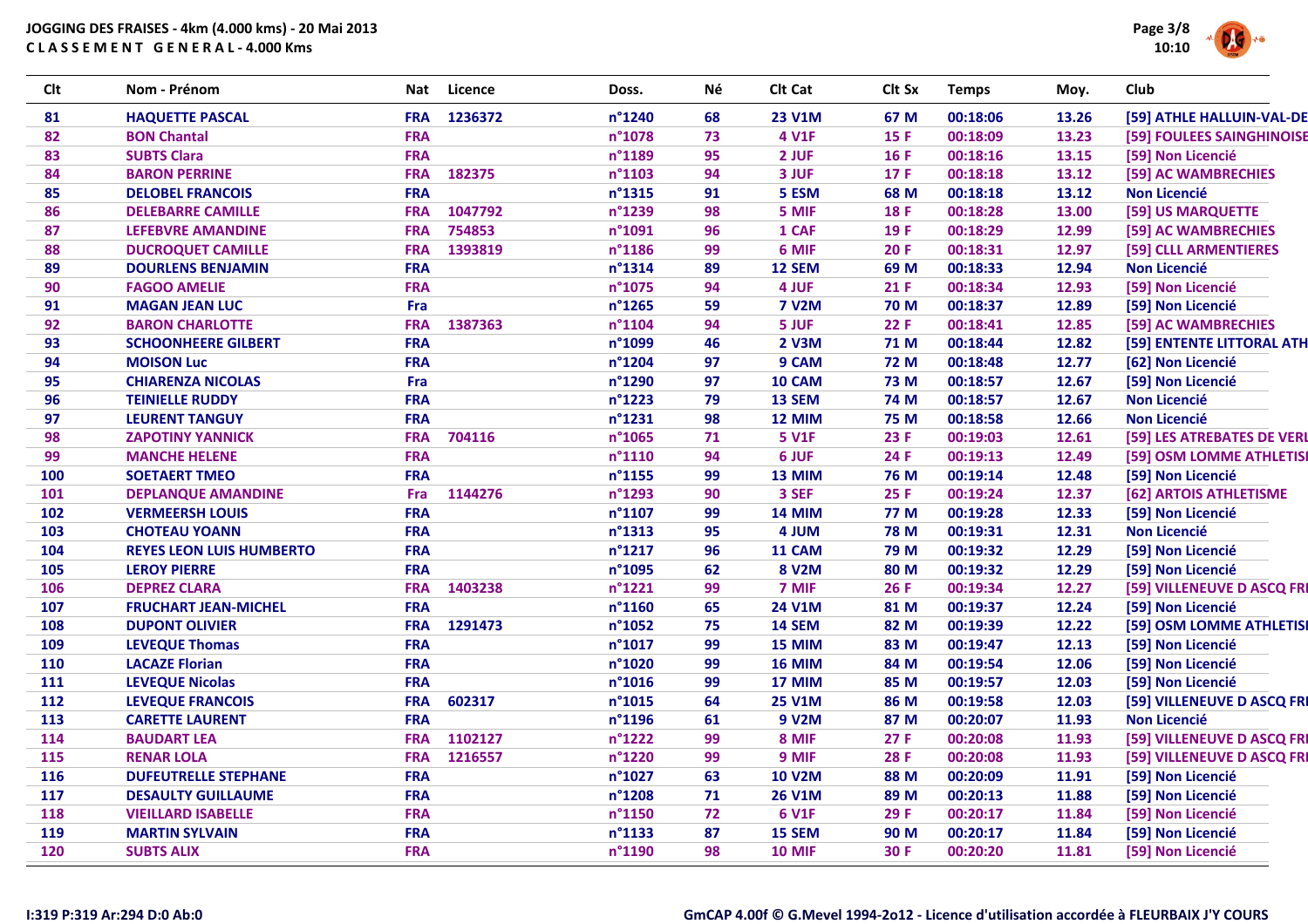JOGGING DES FRAISES - 4km (4.000 kms) - 20 Mai 2013
C L A S S E M E N T   G E N E R A L - 4.000 Kms

| Clt | Nom - Prénom | Nat | Licence | Doss. | Né | Clt Cat | Clt Sx | Temps | Moy. | Club |
|---|---|---|---|---|---|---|---|---|---|---|
| 81 | HAQUETTE PASCAL | FRA | 1236372 | n°1240 | 68 | 23 V1M | 67 M | 00:18:06 | 13.26 | [59] ATHLE HALLUIN-VAL-DE |
| 82 | BON Chantal | FRA | | n°1078 | 73 | 4 V1F | 15 F | 00:18:09 | 13.23 | [59] FOULEES SAINGHINOISE |
| 83 | SUBTS Clara | FRA | | n°1189 | 95 | 2 JUF | 16 F | 00:18:16 | 13.15 | [59] Non Licencié |
| 84 | BARON PERRINE | FRA | 182375 | n°1103 | 94 | 3 JUF | 17 F | 00:18:18 | 13.12 | [59] AC WAMBRECHIES |
| 85 | DELOBEL FRANCOIS | FRA | | n°1315 | 91 | 5 ESM | 68 M | 00:18:18 | 13.12 | Non Licencié |
| 86 | DELEBARRE CAMILLE | FRA | 1047792 | n°1239 | 98 | 5 MIF | 18 F | 00:18:28 | 13.00 | [59] US MARQUETTE |
| 87 | LEFEBVRE AMANDINE | FRA | 754853 | n°1091 | 96 | 1 CAF | 19 F | 00:18:29 | 12.99 | [59] AC WAMBRECHIES |
| 88 | DUCROQUET CAMILLE | FRA | 1393819 | n°1186 | 99 | 6 MIF | 20 F | 00:18:31 | 12.97 | [59] CLLL ARMENTIERES |
| 89 | DOURLENS BENJAMIN | FRA | | n°1314 | 89 | 12 SEM | 69 M | 00:18:33 | 12.94 | Non Licencié |
| 90 | FAGOO AMELIE | FRA | | n°1075 | 94 | 4 JUF | 21 F | 00:18:34 | 12.93 | [59] Non Licencié |
| 91 | MAGAN JEAN LUC | Fra | | n°1265 | 59 | 7 V2M | 70 M | 00:18:37 | 12.89 | [59] Non Licencié |
| 92 | BARON CHARLOTTE | FRA | 1387363 | n°1104 | 94 | 5 JUF | 22 F | 00:18:41 | 12.85 | [59] AC WAMBRECHIES |
| 93 | SCHOONHEERE GILBERT | FRA | | n°1099 | 46 | 2 V3M | 71 M | 00:18:44 | 12.82 | [59] ENTENTE LITTORAL ATH |
| 94 | MOISON Luc | FRA | | n°1204 | 97 | 9 CAM | 72 M | 00:18:48 | 12.77 | [62] Non Licencié |
| 95 | CHIARENZA NICOLAS | Fra | | n°1290 | 97 | 10 CAM | 73 M | 00:18:57 | 12.67 | [59] Non Licencié |
| 96 | TEINIELLE RUDDY | FRA | | n°1223 | 79 | 13 SEM | 74 M | 00:18:57 | 12.67 | Non Licencié |
| 97 | LEURENT TANGUY | FRA | | n°1231 | 98 | 12 MIM | 75 M | 00:18:58 | 12.66 | Non Licencié |
| 98 | ZAPOTINY YANNICK | FRA | 704116 | n°1065 | 71 | 5 V1F | 23 F | 00:19:03 | 12.61 | [59] LES ATREBATES DE VERL |
| 99 | MANCHE HELENE | FRA | | n°1110 | 94 | 6 JUF | 24 F | 00:19:13 | 12.49 | [59] OSM LOMME ATHLETISI |
| 100 | SOETAERT TMEO | FRA | | n°1155 | 99 | 13 MIM | 76 M | 00:19:14 | 12.48 | [59] Non Licencié |
| 101 | DEPLANQUE AMANDINE | Fra | 1144276 | n°1293 | 90 | 3 SEF | 25 F | 00:19:24 | 12.37 | [62] ARTOIS ATHLETISME |
| 102 | VERMEERSH LOUIS | FRA | | n°1107 | 99 | 14 MIM | 77 M | 00:19:28 | 12.33 | [59] Non Licencié |
| 103 | CHOTEAU YOANN | FRA | | n°1313 | 95 | 4 JUM | 78 M | 00:19:31 | 12.31 | Non Licencié |
| 104 | REYES LEON LUIS HUMBERTO | FRA | | n°1217 | 96 | 11 CAM | 79 M | 00:19:32 | 12.29 | [59] Non Licencié |
| 105 | LEROY PIERRE | FRA | | n°1095 | 62 | 8 V2M | 80 M | 00:19:32 | 12.29 | [59] Non Licencié |
| 106 | DEPREZ CLARA | FRA | 1403238 | n°1221 | 99 | 7 MIF | 26 F | 00:19:34 | 12.27 | [59] VILLENEUVE D ASCQ FRI |
| 107 | FRUCHART JEAN-MICHEL | FRA | | n°1160 | 65 | 24 V1M | 81 M | 00:19:37 | 12.24 | [59] Non Licencié |
| 108 | DUPONT OLIVIER | FRA | 1291473 | n°1052 | 75 | 14 SEM | 82 M | 00:19:39 | 12.22 | [59] OSM LOMME ATHLETISI |
| 109 | LEVEQUE Thomas | FRA | | n°1017 | 99 | 15 MIM | 83 M | 00:19:47 | 12.13 | [59] Non Licencié |
| 110 | LACAZE Florian | FRA | | n°1020 | 99 | 16 MIM | 84 M | 00:19:54 | 12.06 | [59] Non Licencié |
| 111 | LEVEQUE Nicolas | FRA | | n°1016 | 99 | 17 MIM | 85 M | 00:19:57 | 12.03 | [59] Non Licencié |
| 112 | LEVEQUE FRANCOIS | FRA | 602317 | n°1015 | 64 | 25 V1M | 86 M | 00:19:58 | 12.03 | [59] VILLENEUVE D ASCQ FRI |
| 113 | CARETTE LAURENT | FRA | | n°1196 | 61 | 9 V2M | 87 M | 00:20:07 | 11.93 | Non Licencié |
| 114 | BAUDART LEA | FRA | 1102127 | n°1222 | 99 | 8 MIF | 27 F | 00:20:08 | 11.93 | [59] VILLENEUVE D ASCQ FRI |
| 115 | RENAR LOLA | FRA | 1216557 | n°1220 | 99 | 9 MIF | 28 F | 00:20:08 | 11.93 | [59] VILLENEUVE D ASCQ FRI |
| 116 | DUFEUTRELLE STEPHANE | FRA | | n°1027 | 63 | 10 V2M | 88 M | 00:20:09 | 11.91 | [59] Non Licencié |
| 117 | DESAULTY GUILLAUME | FRA | | n°1208 | 71 | 26 V1M | 89 M | 00:20:13 | 11.88 | [59] Non Licencié |
| 118 | VIEILLARD ISABELLE | FRA | | n°1150 | 72 | 6 V1F | 29 F | 00:20:17 | 11.84 | [59] Non Licencié |
| 119 | MARTIN SYLVAIN | FRA | | n°1133 | 87 | 15 SEM | 90 M | 00:20:17 | 11.84 | [59] Non Licencié |
| 120 | SUBTS ALIX | FRA | | n°1190 | 98 | 10 MIF | 30 F | 00:20:20 | 11.81 | [59] Non Licencié |

I:319 P:319 Ar:294 D:0 Ab:0

GmCAP 4.00f © G.Mevel 1994-2o12 - Licence d'utilisation accordée à FLEURBAIX J'Y COURS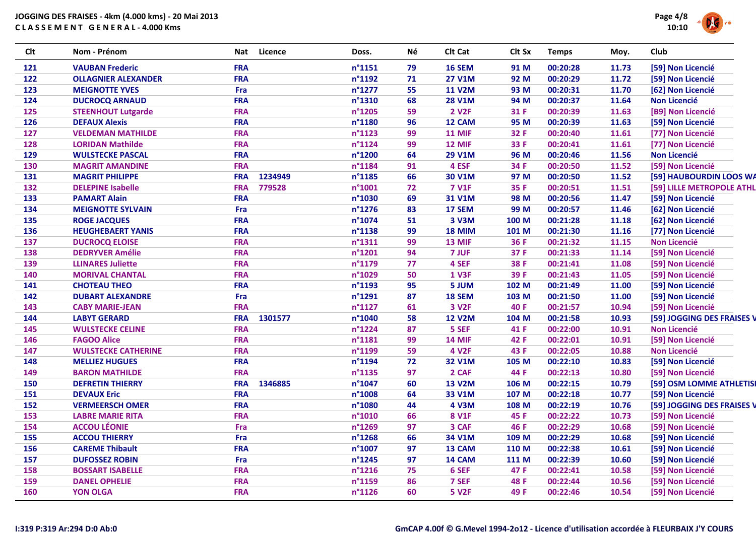JOGGING DES FRAISES - 4km (4.000 kms) - 20 Mai 2013

CLASSEMENT GENERAL - 4.000 Kms

| Clt | Nom - Prénom | Nat | Licence | Doss. | Né | Clt Cat | Clt Sx | Temps | Moy. | Club |
|---|---|---|---|---|---|---|---|---|---|---|
| 121 | VAUBAN Frederic | FRA | | n°1151 | 79 | 16 SEM | 91 M | 00:20:28 | 11.73 | [59] Non Licencié |
| 122 | OLLAGNIER ALEXANDER | FRA | | n°1192 | 71 | 27 V1M | 92 M | 00:20:29 | 11.72 | [59] Non Licencié |
| 123 | MEIGNOTTE YVES | Fra | | n°1277 | 55 | 11 V2M | 93 M | 00:20:31 | 11.70 | [62] Non Licencié |
| 124 | DUCROCQ ARNAUD | FRA | | n°1310 | 68 | 28 V1M | 94 M | 00:20:37 | 11.64 | Non Licencié |
| 125 | STEENHOUT Lutgarde | FRA | | n°1205 | 59 | 2 V2F | 31 F | 00:20:39 | 11.63 | [B9] Non Licencié |
| 126 | DEFAUX Alexis | FRA | | n°1180 | 96 | 12 CAM | 95 M | 00:20:39 | 11.63 | [59] Non Licencié |
| 127 | VELDEMAN MATHILDE | FRA | | n°1123 | 99 | 11 MIF | 32 F | 00:20:40 | 11.61 | [77] Non Licencié |
| 128 | LORIDAN Mathilde | FRA | | n°1124 | 99 | 12 MIF | 33 F | 00:20:41 | 11.61 | [77] Non Licencié |
| 129 | WULSTECKE PASCAL | FRA | | n°1200 | 64 | 29 V1M | 96 M | 00:20:46 | 11.56 | Non Licencié |
| 130 | MAGRIT AMANDINE | FRA | | n°1184 | 91 | 4 ESF | 34 F | 00:20:50 | 11.52 | [59] Non Licencié |
| 131 | MAGRIT PHILIPPE | FRA | 1234949 | n°1185 | 66 | 30 V1M | 97 M | 00:20:50 | 11.52 | [59] HAUBOURDIN LOOS WA |
| 132 | DELEPINE Isabelle | FRA | 779528 | n°1001 | 72 | 7 V1F | 35 F | 00:20:51 | 11.51 | [59] LILLE METROPOLE ATHL |
| 133 | PAMART Alain | FRA | | n°1030 | 69 | 31 V1M | 98 M | 00:20:56 | 11.47 | [59] Non Licencié |
| 134 | MEIGNOTTE SYLVAIN | Fra | | n°1276 | 83 | 17 SEM | 99 M | 00:20:57 | 11.46 | [62] Non Licencié |
| 135 | ROGE JACQUES | FRA | | n°1074 | 51 | 3 V3M | 100 M | 00:21:28 | 11.18 | [62] Non Licencié |
| 136 | HEUGHEBAERT YANIS | FRA | | n°1138 | 99 | 18 MIM | 101 M | 00:21:30 | 11.16 | [77] Non Licencié |
| 137 | DUCROCQ ELOISE | FRA | | n°1311 | 99 | 13 MIF | 36 F | 00:21:32 | 11.15 | Non Licencié |
| 138 | DEDRYVER Amélie | FRA | | n°1201 | 94 | 7 JUF | 37 F | 00:21:33 | 11.14 | [59] Non Licencié |
| 139 | LLINARES Juliette | FRA | | n°1179 | 77 | 4 SEF | 38 F | 00:21:41 | 11.08 | [59] Non Licencié |
| 140 | MORIVAL CHANTAL | FRA | | n°1029 | 50 | 1 V3F | 39 F | 00:21:43 | 11.05 | [59] Non Licencié |
| 141 | CHOTEAU THEO | FRA | | n°1193 | 95 | 5 JUM | 102 M | 00:21:49 | 11.00 | [59] Non Licencié |
| 142 | DUBART ALEXANDRE | Fra | | n°1291 | 87 | 18 SEM | 103 M | 00:21:50 | 11.00 | [59] Non Licencié |
| 143 | CABY MARIE-JEAN | FRA | | n°1127 | 61 | 3 V2F | 40 F | 00:21:57 | 10.94 | [59] Non Licencié |
| 144 | LABYT GERARD | FRA | 1301577 | n°1040 | 58 | 12 V2M | 104 M | 00:21:58 | 10.93 | [59] JOGGING DES FRAISES V |
| 145 | WULSTECKE CELINE | FRA | | n°1224 | 87 | 5 SEF | 41 F | 00:22:00 | 10.91 | Non Licencié |
| 146 | FAGOO Alice | FRA | | n°1181 | 99 | 14 MIF | 42 F | 00:22:01 | 10.91 | [59] Non Licencié |
| 147 | WULSTECKE CATHERINE | FRA | | n°1199 | 59 | 4 V2F | 43 F | 00:22:05 | 10.88 | Non Licencié |
| 148 | MELLIEZ HUGUES | FRA | | n°1194 | 72 | 32 V1M | 105 M | 00:22:10 | 10.83 | [59] Non Licencié |
| 149 | BARON MATHILDE | FRA | | n°1135 | 97 | 2 CAF | 44 F | 00:22:13 | 10.80 | [59] Non Licencié |
| 150 | DEFRETIN THIERRY | FRA | 1346885 | n°1047 | 60 | 13 V2M | 106 M | 00:22:15 | 10.79 | [59] OSM LOMME ATHLETISI |
| 151 | DEVAUX Eric | FRA | | n°1008 | 64 | 33 V1M | 107 M | 00:22:18 | 10.77 | [59] Non Licencié |
| 152 | VERMEERSCH OMER | FRA | | n°1080 | 44 | 4 V3M | 108 M | 00:22:19 | 10.76 | [59] JOGGING DES FRAISES V |
| 153 | LABRE MARIE RITA | FRA | | n°1010 | 66 | 8 V1F | 45 F | 00:22:22 | 10.73 | [59] Non Licencié |
| 154 | ACCOU LÉONIE | Fra | | n°1269 | 97 | 3 CAF | 46 F | 00:22:29 | 10.68 | [59] Non Licencié |
| 155 | ACCOU THIERRY | Fra | | n°1268 | 66 | 34 V1M | 109 M | 00:22:29 | 10.68 | [59] Non Licencié |
| 156 | CAREME Thibault | FRA | | n°1007 | 97 | 13 CAM | 110 M | 00:22:38 | 10.61 | [59] Non Licencié |
| 157 | DUFOSSEZ ROBIN | Fra | | n°1245 | 97 | 14 CAM | 111 M | 00:22:39 | 10.60 | [59] Non Licencié |
| 158 | BOSSART ISABELLE | FRA | | n°1216 | 75 | 6 SEF | 47 F | 00:22:41 | 10.58 | [59] Non Licencié |
| 159 | DANEL OPHELIE | FRA | | n°1159 | 86 | 7 SEF | 48 F | 00:22:44 | 10.56 | [59] Non Licencié |
| 160 | YON OLGA | FRA | | n°1126 | 60 | 5 V2F | 49 F | 00:22:46 | 10.54 | [59] Non Licencié |

I:319 P:319 Ar:294 D:0 Ab:0

GmCAP 4.00f © G.Mevel 1994-2o12 - Licence d'utilisation accordée à FLEURBAIX J'Y COURS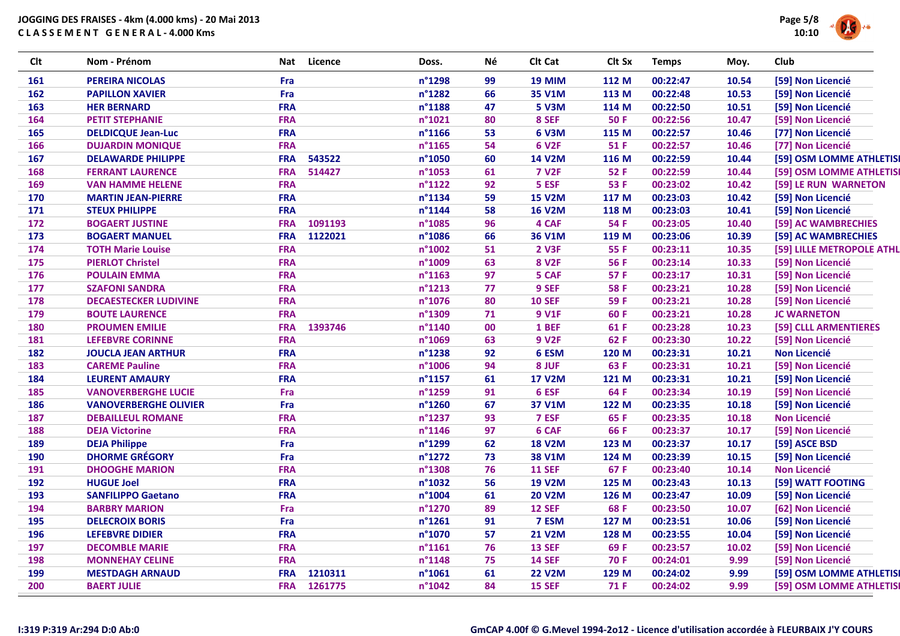# JOGGING DES FRAISES - 4km (4.000 kms) - 20 Mai 2013

**CLASSEMENT GENERAL - 4.000 Kms**

| Clt | Nom - Prénom | Nat | Licence | Doss. | Né | Clt Cat | Clt Sx | Temps | Moy. | Club |
|---|---|---|---|---|---|---|---|---|---|---|
| 161 | PEREIRA NICOLAS | Fra | | n°1298 | 99 | 19 MIM | 112 M | 00:22:47 | 10.54 | [59] Non Licencié |
| 162 | PAPILLON XAVIER | Fra | | n°1282 | 66 | 35 V1M | 113 M | 00:22:48 | 10.53 | [59] Non Licencié |
| 163 | HER BERNARD | FRA | | n°1188 | 47 | 5 V3M | 114 M | 00:22:50 | 10.51 | [59] Non Licencié |
| 164 | PETIT STEPHANIE | FRA | | n°1021 | 80 | 8 SEF | 50 F | 00:22:56 | 10.47 | [59] Non Licencié |
| 165 | DELDICQUE Jean-Luc | FRA | | n°1166 | 53 | 6 V3M | 115 M | 00:22:57 | 10.46 | [77] Non Licencié |
| 166 | DUJARDIN MONIQUE | FRA | | n°1165 | 54 | 6 V2F | 51 F | 00:22:57 | 10.46 | [77] Non Licencié |
| 167 | DELAWARDE PHILIPPE | FRA | 543522 | n°1050 | 60 | 14 V2M | 116 M | 00:22:59 | 10.44 | [59] OSM LOMME ATHLETISI |
| 168 | FERRANT LAURENCE | FRA | 514427 | n°1053 | 61 | 7 V2F | 52 F | 00:22:59 | 10.44 | [59] OSM LOMME ATHLETISI |
| 169 | VAN HAMME HELENE | FRA | | n°1122 | 92 | 5 ESF | 53 F | 00:23:02 | 10.42 | [59] LE RUN WARNETON |
| 170 | MARTIN JEAN-PIERRE | FRA | | n°1134 | 59 | 15 V2M | 117 M | 00:23:03 | 10.42 | [59] Non Licencié |
| 171 | STEUX PHILIPPE | FRA | | n°1144 | 58 | 16 V2M | 118 M | 00:23:03 | 10.41 | [59] Non Licencié |
| 172 | BOGAERT JUSTINE | FRA | 1091193 | n°1085 | 96 | 4 CAF | 54 F | 00:23:05 | 10.40 | [59] AC WAMBRECHIES |
| 173 | BOGAERT MANUEL | FRA | 1122021 | n°1086 | 66 | 36 V1M | 119 M | 00:23:06 | 10.39 | [59] AC WAMBRECHIES |
| 174 | TOTH Marie Louise | FRA | | n°1002 | 51 | 2 V3F | 55 F | 00:23:11 | 10.35 | [59] LILLE METROPOLE ATHL |
| 175 | PIERLOT Christel | FRA | | n°1009 | 63 | 8 V2F | 56 F | 00:23:14 | 10.33 | [59] Non Licencié |
| 176 | POULAIN EMMA | FRA | | n°1163 | 97 | 5 CAF | 57 F | 00:23:17 | 10.31 | [59] Non Licencié |
| 177 | SZAFONI SANDRA | FRA | | n°1213 | 77 | 9 SEF | 58 F | 00:23:21 | 10.28 | [59] Non Licencié |
| 178 | DECAESTECKER LUDIVINE | FRA | | n°1076 | 80 | 10 SEF | 59 F | 00:23:21 | 10.28 | [59] Non Licencié |
| 179 | BOUTE LAURENCE | FRA | | n°1309 | 71 | 9 V1F | 60 F | 00:23:21 | 10.28 | JC WARNETON |
| 180 | PROUMEN EMILIE | FRA | 1393746 | n°1140 | 00 | 1 BEF | 61 F | 00:23:28 | 10.23 | [59] CLLL ARMENTIERES |
| 181 | LEFEBVRE CORINNE | FRA | | n°1069 | 63 | 9 V2F | 62 F | 00:23:30 | 10.22 | [59] Non Licencié |
| 182 | JOUCLA JEAN ARTHUR | FRA | | n°1238 | 92 | 6 ESM | 120 M | 00:23:31 | 10.21 | Non Licencié |
| 183 | CAREME Pauline | FRA | | n°1006 | 94 | 8 JUF | 63 F | 00:23:31 | 10.21 | [59] Non Licencié |
| 184 | LEURENT AMAURY | FRA | | n°1157 | 61 | 17 V2M | 121 M | 00:23:31 | 10.21 | [59] Non Licencié |
| 185 | VANOVERBERGHE LUCIE | Fra | | n°1259 | 91 | 6 ESF | 64 F | 00:23:34 | 10.19 | [59] Non Licencié |
| 186 | VANOVERBERGHE OLIVIER | Fra | | n°1260 | 67 | 37 V1M | 122 M | 00:23:35 | 10.18 | [59] Non Licencié |
| 187 | DEBAILLEUL ROMANE | FRA | | n°1237 | 93 | 7 ESF | 65 F | 00:23:35 | 10.18 | Non Licencié |
| 188 | DEJA Victorine | FRA | | n°1146 | 97 | 6 CAF | 66 F | 00:23:37 | 10.17 | [59] Non Licencié |
| 189 | DEJA Philippe | Fra | | n°1299 | 62 | 18 V2M | 123 M | 00:23:37 | 10.17 | [59] ASCE BSD |
| 190 | DHORME GRÉGORY | Fra | | n°1272 | 73 | 38 V1M | 124 M | 00:23:39 | 10.15 | [59] Non Licencié |
| 191 | DHOOGHE MARION | FRA | | n°1308 | 76 | 11 SEF | 67 F | 00:23:40 | 10.14 | Non Licencié |
| 192 | HUGUE Joel | FRA | | n°1032 | 56 | 19 V2M | 125 M | 00:23:43 | 10.13 | [59] WATT FOOTING |
| 193 | SANFILIPPO Gaetano | FRA | | n°1004 | 61 | 20 V2M | 126 M | 00:23:47 | 10.09 | [59] Non Licencié |
| 194 | BARBRY MARION | Fra | | n°1270 | 89 | 12 SEF | 68 F | 00:23:50 | 10.07 | [62] Non Licencié |
| 195 | DELECROIX BORIS | Fra | | n°1261 | 91 | 7 ESM | 127 M | 00:23:51 | 10.06 | [59] Non Licencié |
| 196 | LEFEBVRE DIDIER | FRA | | n°1070 | 57 | 21 V2M | 128 M | 00:23:55 | 10.04 | [59] Non Licencié |
| 197 | DECOMBLE MARIE | FRA | | n°1161 | 76 | 13 SEF | 69 F | 00:23:57 | 10.02 | [59] Non Licencié |
| 198 | MONNEHAY CELINE | FRA | | n°1148 | 75 | 14 SEF | 70 F | 00:24:01 | 9.99 | [59] Non Licencié |
| 199 | MESTDAGH ARNAUD | FRA | 1210311 | n°1061 | 61 | 22 V2M | 129 M | 00:24:02 | 9.99 | [59] OSM LOMME ATHLETISI |
| 200 | BAERT JULIE | FRA | 1261775 | n°1042 | 84 | 15 SEF | 71 F | 00:24:02 | 9.99 | [59] OSM LOMME ATHLETISI |

I:319 P:319 Ar:294 D:0 Ab:0

GmCAP 4.00f © G.Mevel 1994-2o12 - Licence d'utilisation accordée à FLEURBAIX J'Y COURS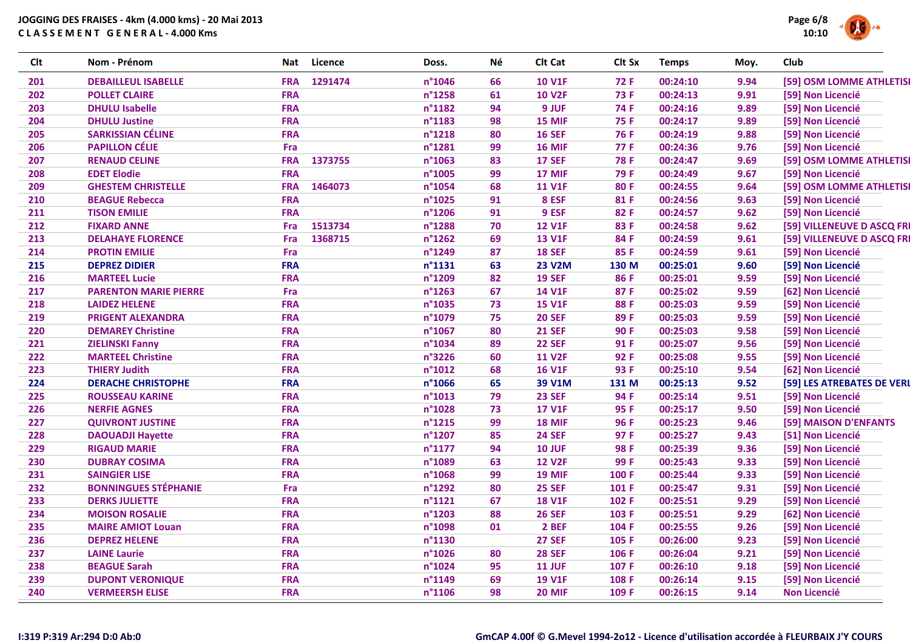JOGGING DES FRAISES - 4km (4.000 kms) - 20 Mai 2013

CLASSEMENT GENERAL - 4.000 Kms

| Clt | Nom - Prénom | Nat | Licence | Doss. | Né | Clt Cat | Clt Sx | Temps | Moy. | Club |
|---|---|---|---|---|---|---|---|---|---|---|
| 201 | DEBAILLEUL ISABELLE | FRA | 1291474 | n°1046 | 66 | 10 V1F | 72 F | 00:24:10 | 9.94 | [59] OSM LOMME ATHLETISI |
| 202 | POLLET CLAIRE | FRA | | n°1258 | 61 | 10 V2F | 73 F | 00:24:13 | 9.91 | [59] Non Licencié |
| 203 | DHULU Isabelle | FRA | | n°1182 | 94 | 9 JUF | 74 F | 00:24:16 | 9.89 | [59] Non Licencié |
| 204 | DHULU Justine | FRA | | n°1183 | 98 | 15 MIF | 75 F | 00:24:17 | 9.89 | [59] Non Licencié |
| 205 | SARKISSIAN CÉLINE | FRA | | n°1218 | 80 | 16 SEF | 76 F | 00:24:19 | 9.88 | [59] Non Licencié |
| 206 | PAPILLON CÉLIE | Fra | | n°1281 | 99 | 16 MIF | 77 F | 00:24:36 | 9.76 | [59] Non Licencié |
| 207 | RENAUD CELINE | FRA | 1373755 | n°1063 | 83 | 17 SEF | 78 F | 00:24:47 | 9.69 | [59] OSM LOMME ATHLETISI |
| 208 | EDET Elodie | FRA | | n°1005 | 99 | 17 MIF | 79 F | 00:24:49 | 9.67 | [59] Non Licencié |
| 209 | GHESTEM CHRISTELLE | FRA | 1464073 | n°1054 | 68 | 11 V1F | 80 F | 00:24:55 | 9.64 | [59] OSM LOMME ATHLETISI |
| 210 | BEAGUE Rebecca | FRA | | n°1025 | 91 | 8 ESF | 81 F | 00:24:56 | 9.63 | [59] Non Licencié |
| 211 | TISON EMILIE | FRA | | n°1206 | 91 | 9 ESF | 82 F | 00:24:57 | 9.62 | [59] Non Licencié |
| 212 | FIXARD ANNE | Fra | 1513734 | n°1288 | 70 | 12 V1F | 83 F | 00:24:58 | 9.62 | [59] VILLENEUVE D ASCQ FRI |
| 213 | DELAHAYE FLORENCE | Fra | 1368715 | n°1262 | 69 | 13 V1F | 84 F | 00:24:59 | 9.61 | [59] VILLENEUVE D ASCQ FRI |
| 214 | PROTIN EMILIE | Fra | | n°1249 | 87 | 18 SEF | 85 F | 00:24:59 | 9.61 | [59] Non Licencié |
| 215 | DEPREZ DIDIER | FRA | | n°1131 | 63 | 23 V2M | 130 M | 00:25:01 | 9.60 | [59] Non Licencié |
| 216 | MARTEEL Lucie | FRA | | n°1209 | 82 | 19 SEF | 86 F | 00:25:01 | 9.59 | [59] Non Licencié |
| 217 | PARENTON MARIE PIERRE | Fra | | n°1263 | 67 | 14 V1F | 87 F | 00:25:02 | 9.59 | [62] Non Licencié |
| 218 | LAIDEZ HELENE | FRA | | n°1035 | 73 | 15 V1F | 88 F | 00:25:03 | 9.59 | [59] Non Licencié |
| 219 | PRIGENT ALEXANDRA | FRA | | n°1079 | 75 | 20 SEF | 89 F | 00:25:03 | 9.59 | [59] Non Licencié |
| 220 | DEMAREY Christine | FRA | | n°1067 | 80 | 21 SEF | 90 F | 00:25:03 | 9.58 | [59] Non Licencié |
| 221 | ZIELINSKI Fanny | FRA | | n°1034 | 89 | 22 SEF | 91 F | 00:25:07 | 9.56 | [59] Non Licencié |
| 222 | MARTEEL Christine | FRA | | n°3226 | 60 | 11 V2F | 92 F | 00:25:08 | 9.55 | [59] Non Licencié |
| 223 | THIERY Judith | FRA | | n°1012 | 68 | 16 V1F | 93 F | 00:25:10 | 9.54 | [62] Non Licencié |
| 224 | DERACHE CHRISTOPHE | FRA | | n°1066 | 65 | 39 V1M | 131 M | 00:25:13 | 9.52 | [59] LES ATREBATES DE VERI |
| 225 | ROUSSEAU KARINE | FRA | | n°1013 | 79 | 23 SEF | 94 F | 00:25:14 | 9.51 | [59] Non Licencié |
| 226 | NERFIE AGNES | FRA | | n°1028 | 73 | 17 V1F | 95 F | 00:25:17 | 9.50 | [59] Non Licencié |
| 227 | QUIVRONT JUSTINE | FRA | | n°1215 | 99 | 18 MIF | 96 F | 00:25:23 | 9.46 | [59] MAISON D'ENFANTS |
| 228 | DAOUADJI Hayette | FRA | | n°1207 | 85 | 24 SEF | 97 F | 00:25:27 | 9.43 | [51] Non Licencié |
| 229 | RIGAUD MARIE | FRA | | n°1177 | 94 | 10 JUF | 98 F | 00:25:39 | 9.36 | [59] Non Licencié |
| 230 | DUBRAY COSIMA | FRA | | n°1089 | 63 | 12 V2F | 99 F | 00:25:43 | 9.33 | [59] Non Licencié |
| 231 | SAINGIER LISE | FRA | | n°1068 | 99 | 19 MIF | 100 F | 00:25:44 | 9.33 | [59] Non Licencié |
| 232 | BONNINGUES STÉPHANIE | Fra | | n°1292 | 80 | 25 SEF | 101 F | 00:25:47 | 9.31 | [59] Non Licencié |
| 233 | DERKS JULIETTE | FRA | | n°1121 | 67 | 18 V1F | 102 F | 00:25:51 | 9.29 | [59] Non Licencié |
| 234 | MOISON ROSALIE | FRA | | n°1203 | 88 | 26 SEF | 103 F | 00:25:51 | 9.29 | [62] Non Licencié |
| 235 | MAIRE AMIOT Louan | FRA | | n°1098 | 01 | 2 BEF | 104 F | 00:25:55 | 9.26 | [59] Non Licencié |
| 236 | DEPREZ HELENE | FRA | | n°1130 | | 27 SEF | 105 F | 00:26:00 | 9.23 | [59] Non Licencié |
| 237 | LAINE Laurie | FRA | | n°1026 | 80 | 28 SEF | 106 F | 00:26:04 | 9.21 | [59] Non Licencié |
| 238 | BEAGUE Sarah | FRA | | n°1024 | 95 | 11 JUF | 107 F | 00:26:10 | 9.18 | [59] Non Licencié |
| 239 | DUPONT VERONIQUE | FRA | | n°1149 | 69 | 19 V1F | 108 F | 00:26:14 | 9.15 | [59] Non Licencié |
| 240 | VERMEERSH ELISE | FRA | | n°1106 | 98 | 20 MIF | 109 F | 00:26:15 | 9.14 | Non Licencié |

I:319 P:319 Ar:294 D:0 Ab:0

GmCAP 4.00f © G.Mevel 1994-2o12 - Licence d'utilisation accordée à FLEURBAIX J'Y COURS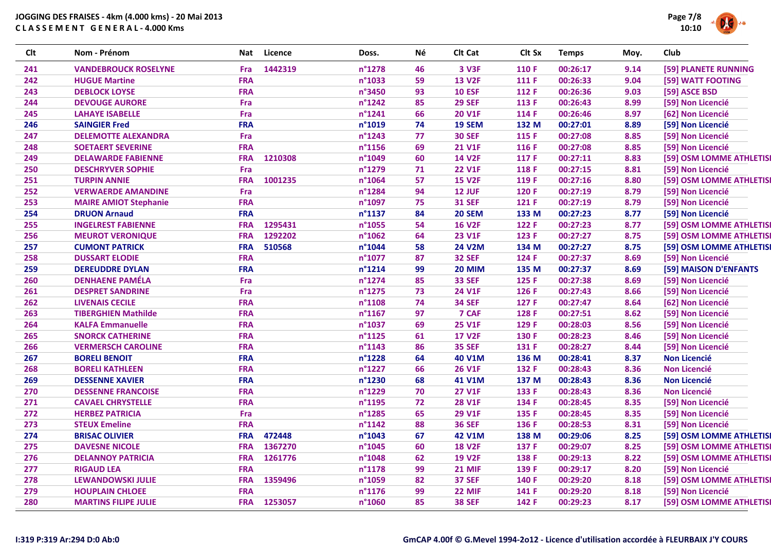# JOGGING DES FRAISES - 4km (4.000 kms) - 20 Mai 2013

## C L A S S E M E N T  G E N E R A L - 4.000 Kms

| Clt | Nom - Prénom | Nat | Licence | Doss. | Né | Clt Cat | Clt Sx | Temps | Moy. | Club |
|---|---|---|---|---|---|---|---|---|---|---|
| 241 | VANDEBROUCK ROSELYNE | Fra | 1442319 | n°1278 | 46 | 3 V3F | 110 F | 00:26:17 | 9.14 | [59] PLANETE RUNNING |
| 242 | HUGUE Martine | FRA | | n°1033 | 59 | 13 V2F | 111 F | 00:26:33 | 9.04 | [59] WATT FOOTING |
| 243 | DEBLOCK LOYSE | FRA | | n°3450 | 93 | 10 ESF | 112 F | 00:26:36 | 9.03 | [59] ASCE BSD |
| 244 | DEVOUGE AURORE | Fra | | n°1242 | 85 | 29 SEF | 113 F | 00:26:43 | 8.99 | [59] Non Licencié |
| 245 | LAHAYE ISABELLE | Fra | | n°1241 | 66 | 20 V1F | 114 F | 00:26:46 | 8.97 | [62] Non Licencié |
| 246 | SAINGIER Fred | FRA | | n°1019 | 74 | 19 SEM | 132 M | 00:27:01 | 8.89 | [59] Non Licencié |
| 247 | DELEMOTTE ALEXANDRA | Fra | | n°1243 | 77 | 30 SEF | 115 F | 00:27:08 | 8.85 | [59] Non Licencié |
| 248 | SOETAERT SEVERINE | FRA | | n°1156 | 69 | 21 V1F | 116 F | 00:27:08 | 8.85 | [59] Non Licencié |
| 249 | DELAWARDE FABIENNE | FRA | 1210308 | n°1049 | 60 | 14 V2F | 117 F | 00:27:11 | 8.83 | [59] OSM LOMME ATHLETISI |
| 250 | DESCHRYVER SOPHIE | Fra | | n°1279 | 71 | 22 V1F | 118 F | 00:27:15 | 8.81 | [59] Non Licencié |
| 251 | TURPIN ANNIE | FRA | 1001235 | n°1064 | 57 | 15 V2F | 119 F | 00:27:16 | 8.80 | [59] OSM LOMME ATHLETISI |
| 252 | VERWAERDE AMANDINE | Fra | | n°1284 | 94 | 12 JUF | 120 F | 00:27:19 | 8.79 | [59] Non Licencié |
| 253 | MAIRE AMIOT Stephanie | FRA | | n°1097 | 75 | 31 SEF | 121 F | 00:27:19 | 8.79 | [59] Non Licencié |
| 254 | DRUON Arnaud | FRA | | n°1137 | 84 | 20 SEM | 133 M | 00:27:23 | 8.77 | [59] Non Licencié |
| 255 | INGELREST FABIENNE | FRA | 1295431 | n°1055 | 54 | 16 V2F | 122 F | 00:27:23 | 8.77 | [59] OSM LOMME ATHLETISI |
| 256 | MEUROT VERONIQUE | FRA | 1292202 | n°1062 | 64 | 23 V1F | 123 F | 00:27:27 | 8.75 | [59] OSM LOMME ATHLETISI |
| 257 | CUMONT PATRICK | FRA | 510568 | n°1044 | 58 | 24 V2M | 134 M | 00:27:27 | 8.75 | [59] OSM LOMME ATHLETISI |
| 258 | DUSSART ELODIE | FRA | | n°1077 | 87 | 32 SEF | 124 F | 00:27:37 | 8.69 | [59] Non Licencié |
| 259 | DEREUDDRE DYLAN | FRA | | n°1214 | 99 | 20 MIM | 135 M | 00:27:37 | 8.69 | [59] MAISON D'ENFANTS |
| 260 | DENHAENE PAMÉLA | Fra | | n°1274 | 85 | 33 SEF | 125 F | 00:27:38 | 8.69 | [59] Non Licencié |
| 261 | DESPRET SANDRINE | Fra | | n°1275 | 73 | 24 V1F | 126 F | 00:27:43 | 8.66 | [59] Non Licencié |
| 262 | LIVENAIS CECILE | FRA | | n°1108 | 74 | 34 SEF | 127 F | 00:27:47 | 8.64 | [62] Non Licencié |
| 263 | TIBERGHIEN Mathilde | FRA | | n°1167 | 97 | 7 CAF | 128 F | 00:27:51 | 8.62 | [59] Non Licencié |
| 264 | KALFA Emmanuelle | FRA | | n°1037 | 69 | 25 V1F | 129 F | 00:28:03 | 8.56 | [59] Non Licencié |
| 265 | SNORCK CATHERINE | FRA | | n°1125 | 61 | 17 V2F | 130 F | 00:28:23 | 8.46 | [59] Non Licencié |
| 266 | VERMERSCH CAROLINE | FRA | | n°1143 | 86 | 35 SEF | 131 F | 00:28:27 | 8.44 | [59] Non Licencié |
| 267 | BORELI BENOIT | FRA | | n°1228 | 64 | 40 V1M | 136 M | 00:28:41 | 8.37 | Non Licencié |
| 268 | BORELI KATHLEEN | FRA | | n°1227 | 66 | 26 V1F | 132 F | 00:28:43 | 8.36 | Non Licencié |
| 269 | DESSENNE XAVIER | FRA | | n°1230 | 68 | 41 V1M | 137 M | 00:28:43 | 8.36 | Non Licencié |
| 270 | DESSENNE FRANCOISE | FRA | | n°1229 | 70 | 27 V1F | 133 F | 00:28:43 | 8.36 | Non Licencié |
| 271 | CAVAEL CHRYSTELLE | FRA | | n°1195 | 72 | 28 V1F | 134 F | 00:28:45 | 8.35 | [59] Non Licencié |
| 272 | HERBEZ PATRICIA | Fra | | n°1285 | 65 | 29 V1F | 135 F | 00:28:45 | 8.35 | [59] Non Licencié |
| 273 | STEUX Emeline | FRA | | n°1142 | 88 | 36 SEF | 136 F | 00:28:53 | 8.31 | [59] Non Licencié |
| 274 | BRISAC OLIVIER | FRA | 472448 | n°1043 | 67 | 42 V1M | 138 M | 00:29:06 | 8.25 | [59] OSM LOMME ATHLETISI |
| 275 | DAVESNE NICOLE | FRA | 1367270 | n°1045 | 60 | 18 V2F | 137 F | 00:29:07 | 8.25 | [59] OSM LOMME ATHLETISI |
| 276 | DELANNOY PATRICIA | FRA | 1261776 | n°1048 | 62 | 19 V2F | 138 F | 00:29:13 | 8.22 | [59] OSM LOMME ATHLETISI |
| 277 | RIGAUD LEA | FRA | | n°1178 | 99 | 21 MIF | 139 F | 00:29:17 | 8.20 | [59] Non Licencié |
| 278 | LEWANDOWSKI JULIE | FRA | 1359496 | n°1059 | 82 | 37 SEF | 140 F | 00:29:20 | 8.18 | [59] OSM LOMME ATHLETISI |
| 279 | HOUPLAIN CHLOEE | FRA | | n°1176 | 99 | 22 MIF | 141 F | 00:29:20 | 8.18 | [59] Non Licencié |
| 280 | MARTINS FILIPE JULIE | FRA | 1253057 | n°1060 | 85 | 38 SEF | 142 F | 00:29:23 | 8.17 | [59] OSM LOMME ATHLETISI |

I:319 P:319 Ar:294 D:0 Ab:0

GmCAP 4.00f © G.Mevel 1994-2o12 - Licence d'utilisation accordée à FLEURBAIX J'Y COURS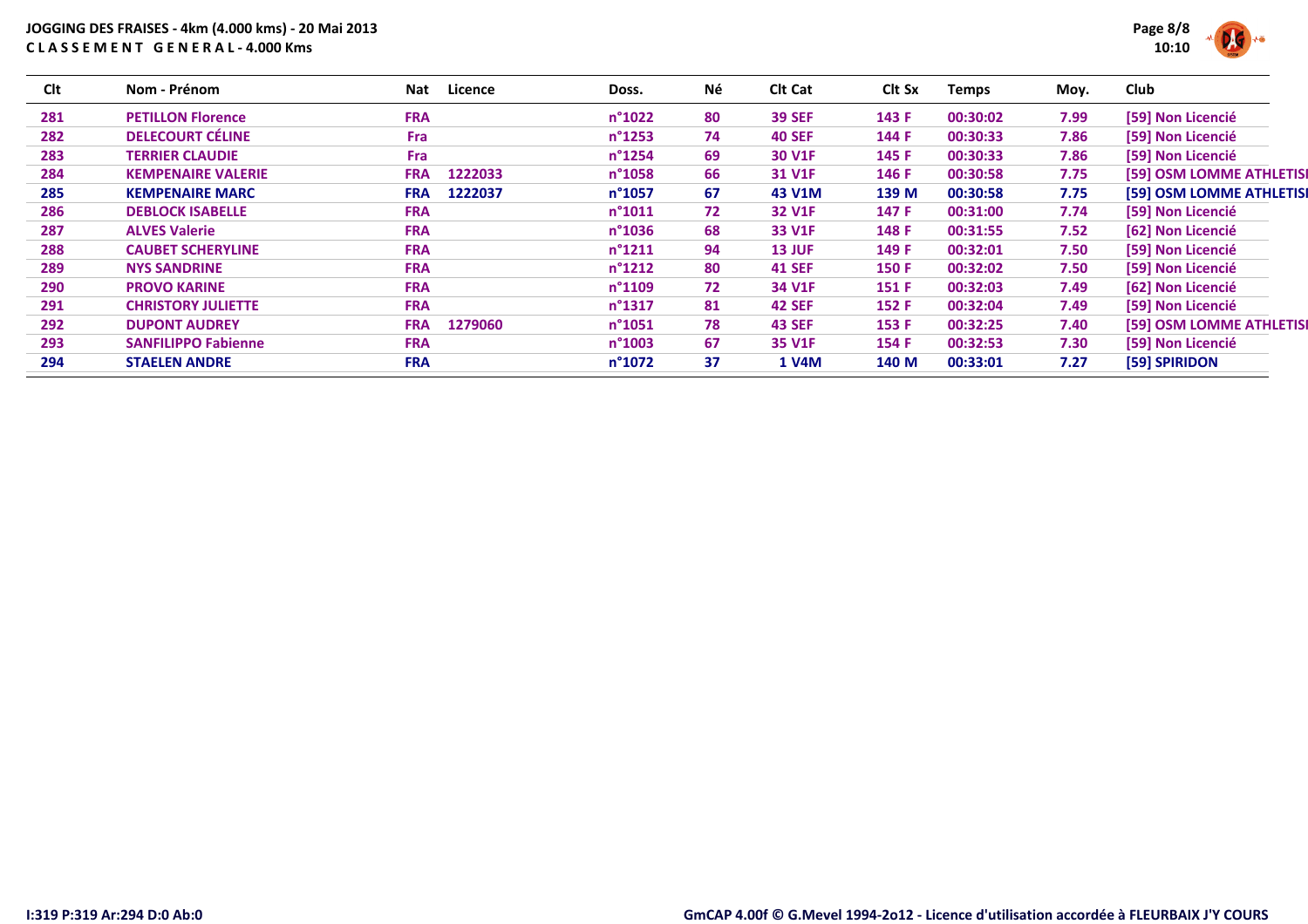JOGGING DES FRAISES - 4km (4.000 kms) - 20 Mai 2013
CLASSEMENT GENERAL - 4.000 Kms

| Clt | Nom - Prénom | Nat | Licence | Doss. | Né | Clt Cat | Clt Sx | Temps | Moy. | Club |
|---|---|---|---|---|---|---|---|---|---|---|
| 281 | PETILLON Florence | FRA | | n°1022 | 80 | 39 SEF | 143 F | 00:30:02 | 7.99 | [59] Non Licencié |
| 282 | DELECOURT CÉLINE | Fra | | n°1253 | 74 | 40 SEF | 144 F | 00:30:33 | 7.86 | [59] Non Licencié |
| 283 | TERRIER CLAUDIE | Fra | | n°1254 | 69 | 30 V1F | 145 F | 00:30:33 | 7.86 | [59] Non Licencié |
| 284 | KEMPENAIRE VALERIE | FRA | 1222033 | n°1058 | 66 | 31 V1F | 146 F | 00:30:58 | 7.75 | [59] OSM LOMME ATHLETISI |
| 285 | KEMPENAIRE MARC | FRA | 1222037 | n°1057 | 67 | 43 V1M | 139 M | 00:30:58 | 7.75 | [59] OSM LOMME ATHLETISI |
| 286 | DEBLOCK ISABELLE | FRA | | n°1011 | 72 | 32 V1F | 147 F | 00:31:00 | 7.74 | [59] Non Licencié |
| 287 | ALVES Valerie | FRA | | n°1036 | 68 | 33 V1F | 148 F | 00:31:55 | 7.52 | [62] Non Licencié |
| 288 | CAUBET SCHERYLINE | FRA | | n°1211 | 94 | 13 JUF | 149 F | 00:32:01 | 7.50 | [59] Non Licencié |
| 289 | NYS SANDRINE | FRA | | n°1212 | 80 | 41 SEF | 150 F | 00:32:02 | 7.50 | [59] Non Licencié |
| 290 | PROVO KARINE | FRA | | n°1109 | 72 | 34 V1F | 151 F | 00:32:03 | 7.49 | [62] Non Licencié |
| 291 | CHRISTORY JULIETTE | FRA | | n°1317 | 81 | 42 SEF | 152 F | 00:32:04 | 7.49 | [59] Non Licencié |
| 292 | DUPONT AUDREY | FRA | 1279060 | n°1051 | 78 | 43 SEF | 153 F | 00:32:25 | 7.40 | [59] OSM LOMME ATHLETISI |
| 293 | SANFILIPPO Fabienne | FRA | | n°1003 | 67 | 35 V1F | 154 F | 00:32:53 | 7.30 | [59] Non Licencié |
| 294 | STAELEN ANDRE | FRA | | n°1072 | 37 | 1 V4M | 140 M | 00:33:01 | 7.27 | [59] SPIRIDON |

I:319 P:319 Ar:294 D:0 Ab:0

GmCAP 4.00f © G.Mevel 1994-2o12 - Licence d'utilisation accordée à FLEURBAIX J'Y COURS